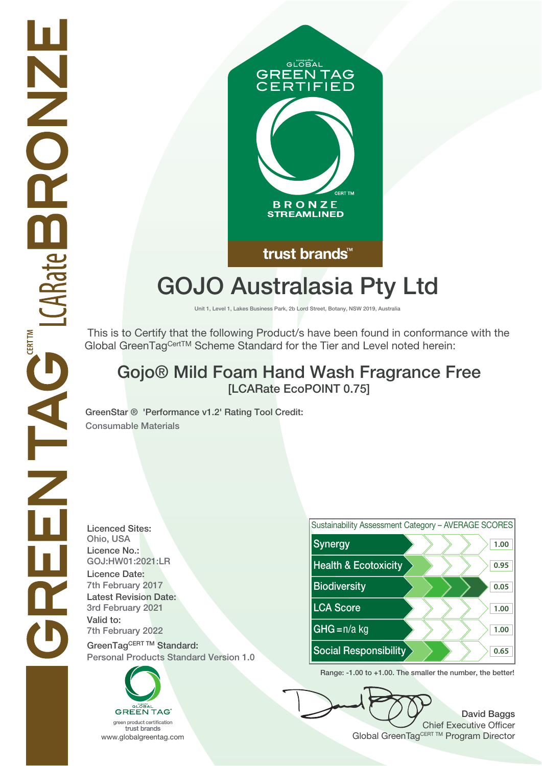GREENTAG[CERT TM] LCARate BRONZE

GLOBAL GREEN TAG CERTIFIED

CERT TM

BRONZE STREAMLINED

trust brands™

# GOJO Australasia Pty Ltd

Unit 1, Level 1, Lakes Business Park, 2b Lord Street, Botany, NSW 2019, Australia

This is to Certify that the following Product/s have been found in conformance with the Global GreenTag[CertTM] Scheme Standard for the Tier and Level noted herein:

## Gojo® Mild Foam Hand Wash Fragrance Free

**[LCARate EcoPOINT 0.75]**

**GreenStar ® 'Performance v1.2' Rating Tool Credit:**

Consumable Materials

**Licenced Sites:**
Ohio, USA

**Licence No.:**
GOJ:HW01:2021:LR

**Licence Date:**
7th February 2017

**Latest Revision Date:**
3rd February 2021

**Valid to:**
7th February 2022

**GreenTag[CERT TM] Standard:**
Personal Products Standard Version 1.0

| Sustainability Assessment Category – AVERAGE SCORES | |
|---|---|
| Synergy | 1.00 |
| Health & Ecotoxicity | 0.95 |
| Biodiversity | 0.05 |
| LCA Score | 1.00 |
| GHG = n/a kg | 1.00 |
| Social Responsibility | 0.65 |

Range: -1.00 to +1.00. The smaller the number, the better!

GLOBAL GREEN TAG®
green product certification
trust brands
www.globalgreentag.com

**David Baggs**
Chief Executive Officer
Global GreenTag[CERT TM] Program Director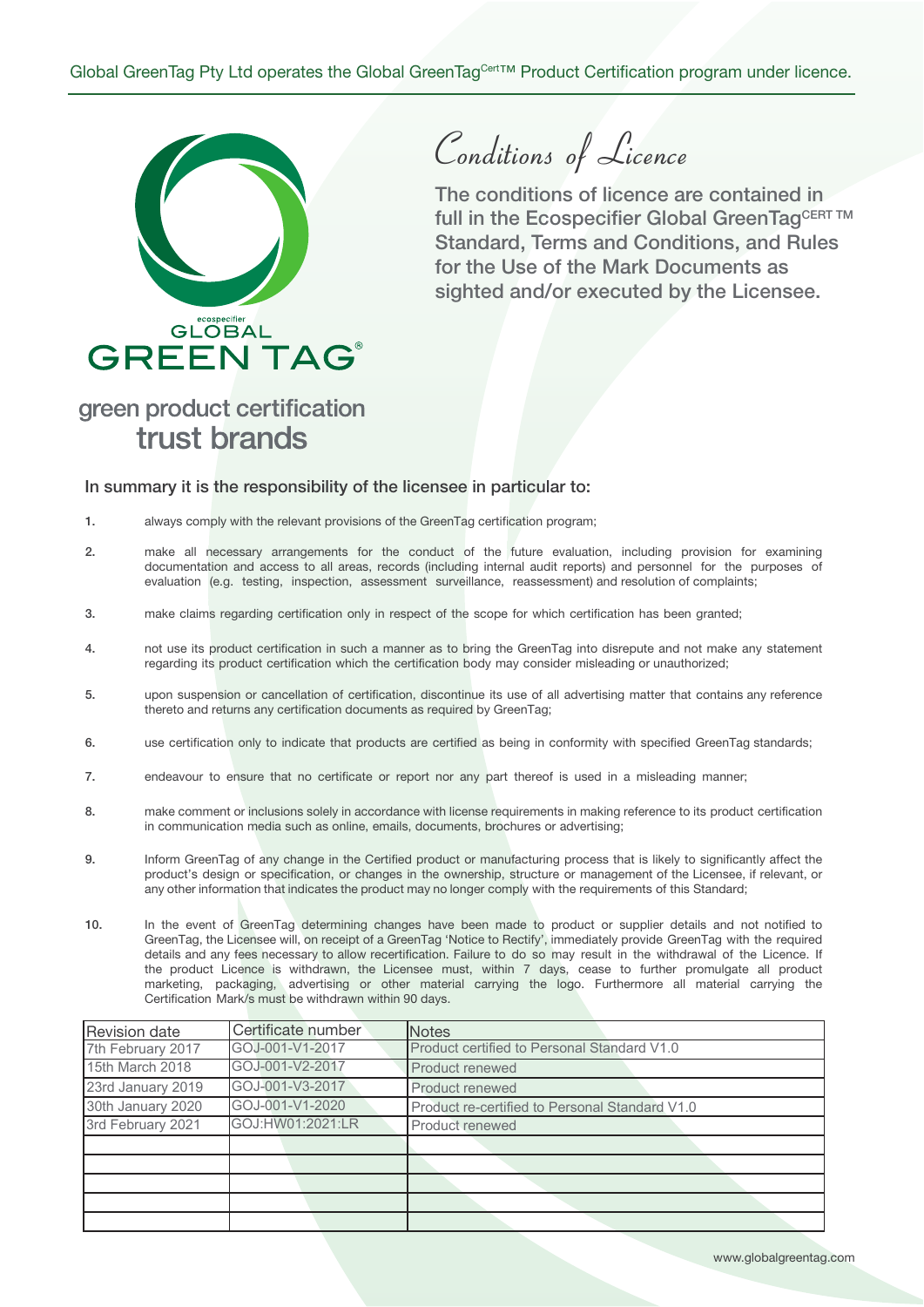Global GreenTag Pty Ltd operates the Global GreenTag[Cert™] Product Certification program under licence.

# Conditions of Licence

**The conditions of licence are contained in full in the Ecospecifier Global GreenTag[CERT TM] Standard, Terms and Conditions, and Rules for the Use of the Mark Documents as sighted and/or executed by the Licensee.**

ecospecifier
GLOBAL
GREEN TAG®

green product certification
trust brands

## In summary it is the responsibility of the licensee in particular to:

1. always comply with the relevant provisions of the GreenTag certification program;
2. make all necessary arrangements for the conduct of the future evaluation, including provision for examining documentation and access to all areas, records (including internal audit reports) and personnel for the purposes of evaluation (e.g. testing, inspection, assessment surveillance, reassessment) and resolution of complaints;
3. make claims regarding certification only in respect of the scope for which certification has been granted;
4. not use its product certification in such a manner as to bring the GreenTag into disrepute and not make any statement regarding its product certification which the certification body may consider misleading or unauthorized;
5. upon suspension or cancellation of certification, discontinue its use of all advertising matter that contains any reference thereto and returns any certification documents as required by GreenTag;
6. use certification only to indicate that products are certified as being in conformity with specified GreenTag standards;
7. endeavour to ensure that no certificate or report nor any part thereof is used in a misleading manner;
8. make comment or inclusions solely in accordance with license requirements in making reference to its product certification in communication media such as online, emails, documents, brochures or advertising;
9. Inform GreenTag of any change in the Certified product or manufacturing process that is likely to significantly affect the product's design or specification, or changes in the ownership, structure or management of the Licensee, if relevant, or any other information that indicates the product may no longer comply with the requirements of this Standard;
10. In the event of GreenTag determining changes have been made to product or supplier details and not notified to GreenTag, the Licensee will, on receipt of a GreenTag 'Notice to Rectify', immediately provide GreenTag with the required details and any fees necessary to allow recertification. Failure to do so may result in the withdrawal of the Licence. If the product Licence is withdrawn, the Licensee must, within 7 days, cease to further promulgate all product marketing, packaging, advertising or other material carrying the logo. Furthermore all material carrying the Certification Mark/s must be withdrawn within 90 days.

| Revision date | Certificate number | Notes |
|---|---|---|
| 7th February 2017 | GOJ-001-V1-2017 | Product certified to Personal Standard V1.0 |
| 15th March 2018 | GOJ-001-V2-2017 | Product renewed |
| 23rd January 2019 | GOJ-001-V3-2017 | Product renewed |
| 30th January 2020 | GOJ-001-V1-2020 | Product re-certified to Personal Standard V1.0 |
| 3rd February 2021 | GOJ:HW01:2021:LR | Product renewed |
| | | |
| | | |
| | | |
| | | |
| | | |

www.globalgreentag.com